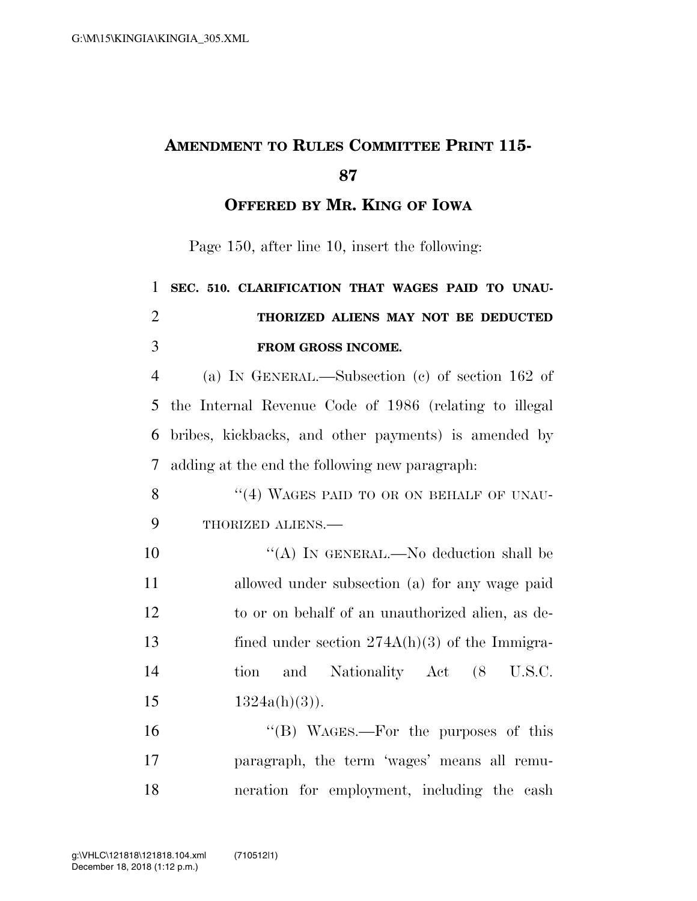# AMENDMENT TO RULES COMMITTEE PRINT 115-87

## OFFERED BY MR. KING OF IOWA

Page 150, after line 10, insert the following:

**SEC. 510. CLARIFICATION THAT WAGES PAID TO UNAUTHORIZED ALIENS MAY NOT BE DEDUCTED FROM GROSS INCOME.**

(a) IN GENERAL.—Subsection (c) of section 162 of the Internal Revenue Code of 1986 (relating to illegal bribes, kickbacks, and other payments) is amended by adding at the end the following new paragraph:

"(4) WAGES PAID TO OR ON BEHALF OF UNAUTHORIZED ALIENS.—

"(A) IN GENERAL.—No deduction shall be allowed under subsection (a) for any wage paid to or on behalf of an unauthorized alien, as defined under section 274A(h)(3) of the Immigration and Nationality Act (8 U.S.C. 1324a(h)(3)).

"(B) WAGES.—For the purposes of this paragraph, the term 'wages' means all remuneration for employment, including the cash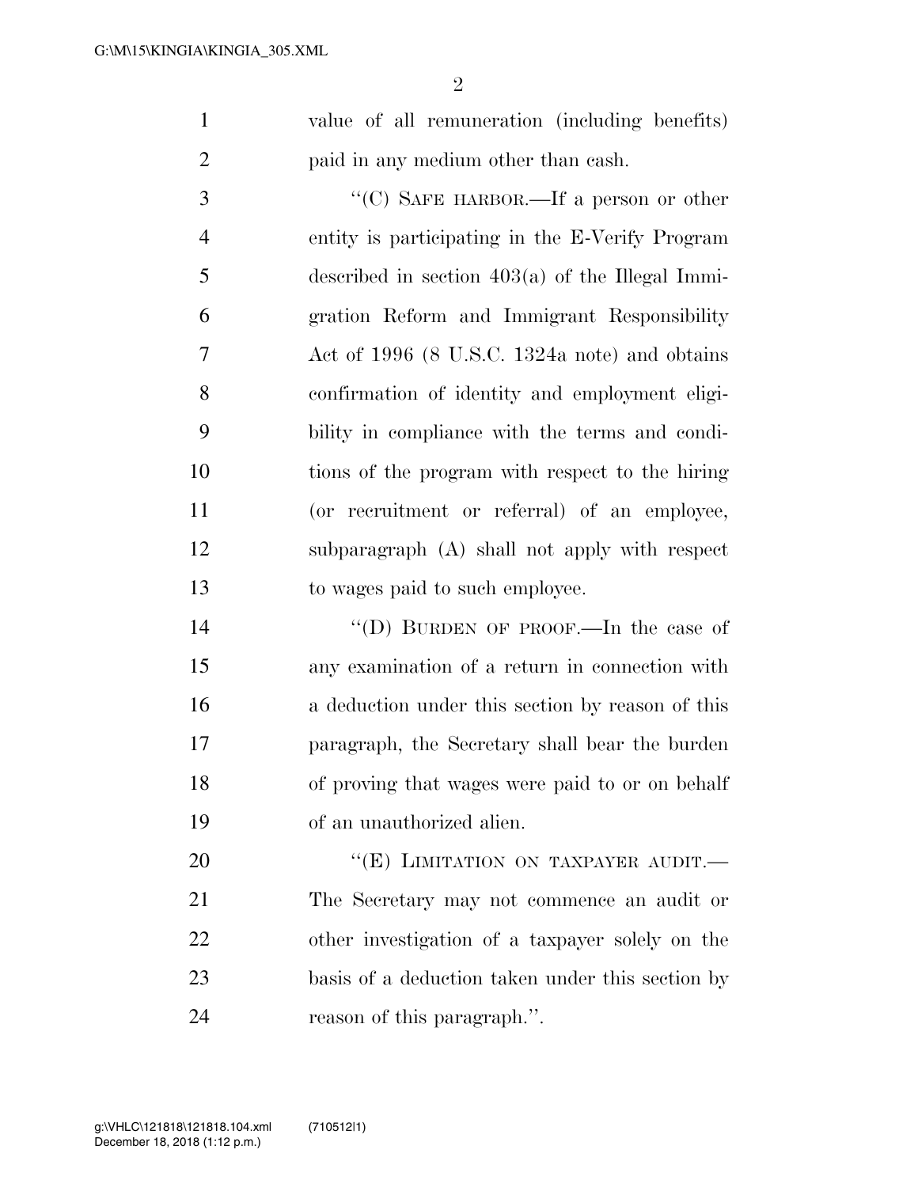value of all remuneration (including benefits) paid in any medium other than cash.

"(C) SAFE HARBOR.—If a person or other entity is participating in the E-Verify Program described in section 403(a) of the Illegal Immigration Reform and Immigrant Responsibility Act of 1996 (8 U.S.C. 1324a note) and obtains confirmation of identity and employment eligibility in compliance with the terms and conditions of the program with respect to the hiring (or recruitment or referral) of an employee, subparagraph (A) shall not apply with respect to wages paid to such employee.

"(D) BURDEN OF PROOF.—In the case of any examination of a return in connection with a deduction under this section by reason of this paragraph, the Secretary shall bear the burden of proving that wages were paid to or on behalf of an unauthorized alien.

"(E) LIMITATION ON TAXPAYER AUDIT.—The Secretary may not commence an audit or other investigation of a taxpayer solely on the basis of a deduction taken under this section by reason of this paragraph.".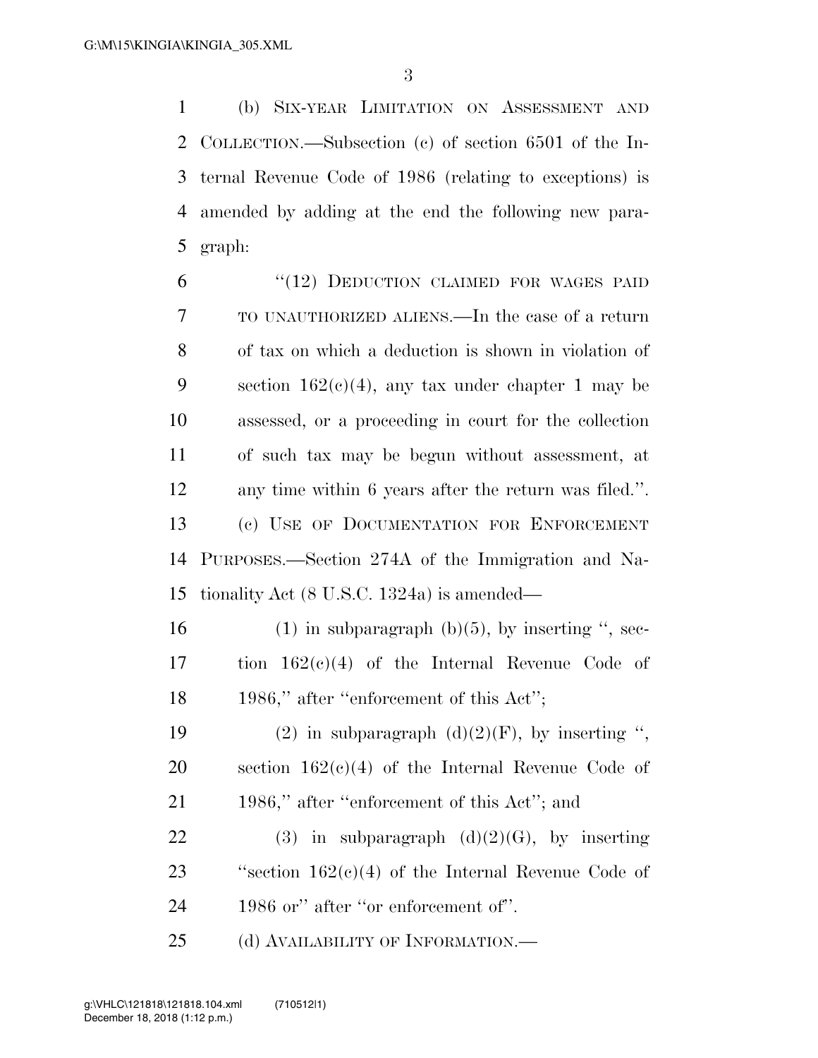(b) SIX-YEAR LIMITATION ON ASSESSMENT AND COLLECTION.—Subsection (c) of section 6501 of the Internal Revenue Code of 1986 (relating to exceptions) is amended by adding at the end the following new paragraph:

> "(12) DEDUCTION CLAIMED FOR WAGES PAID TO UNAUTHORIZED ALIENS.—In the case of a return of tax on which a deduction is shown in violation of section 162(c)(4), any tax under chapter 1 may be assessed, or a proceeding in court for the collection of such tax may be begun without assessment, at any time within 6 years after the return was filed.".

(c) USE OF DOCUMENTATION FOR ENFORCEMENT PURPOSES.—Section 274A of the Immigration and Nationality Act (8 U.S.C. 1324a) is amended—

> (1) in subparagraph (b)(5), by inserting ", section 162(c)(4) of the Internal Revenue Code of 1986," after "enforcement of this Act";
>
> (2) in subparagraph (d)(2)(F), by inserting ", section 162(c)(4) of the Internal Revenue Code of 1986," after "enforcement of this Act"; and
>
> (3) in subparagraph (d)(2)(G), by inserting "section 162(c)(4) of the Internal Revenue Code of 1986 or" after "or enforcement of".

(d) AVAILABILITY OF INFORMATION.—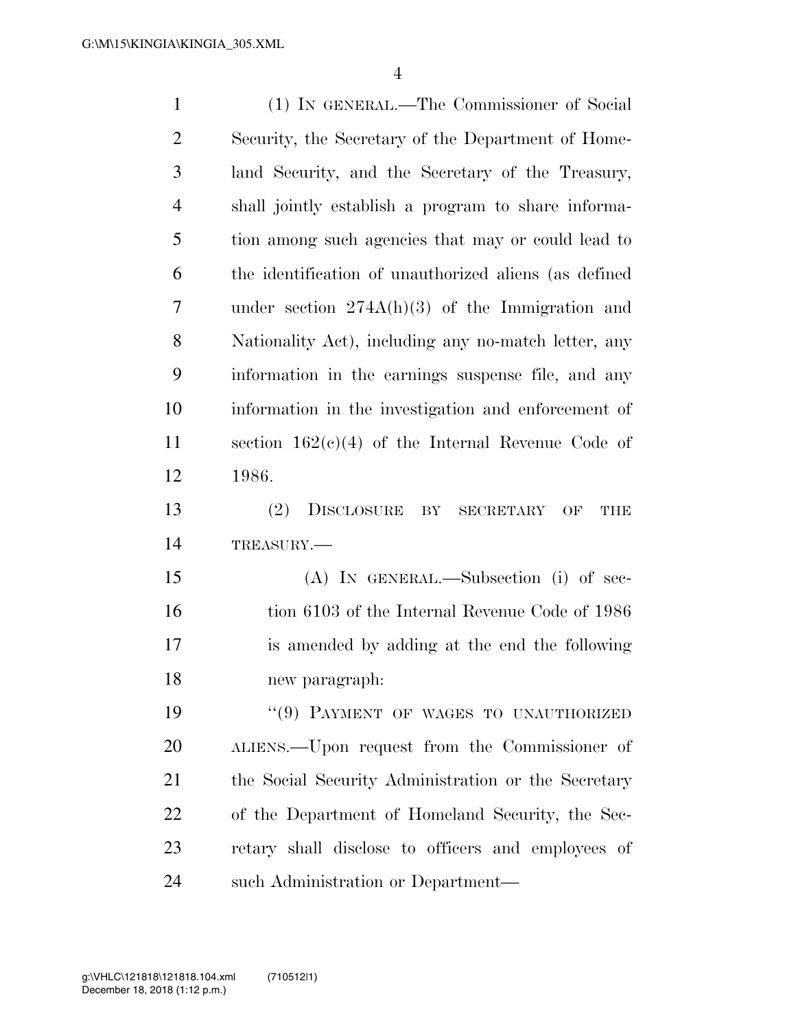(1) IN GENERAL.—The Commissioner of Social Security, the Secretary of the Department of Homeland Security, and the Secretary of the Treasury, shall jointly establish a program to share information among such agencies that may or could lead to the identification of unauthorized aliens (as defined under section 274A(h)(3) of the Immigration and Nationality Act), including any no-match letter, any information in the earnings suspense file, and any information in the investigation and enforcement of section 162(c)(4) of the Internal Revenue Code of 1986.

(2) DISCLOSURE BY SECRETARY OF THE TREASURY.—

(A) IN GENERAL.—Subsection (i) of section 6103 of the Internal Revenue Code of 1986 is amended by adding at the end the following new paragraph:

"(9) PAYMENT OF WAGES TO UNAUTHORIZED ALIENS.—Upon request from the Commissioner of the Social Security Administration or the Secretary of the Department of Homeland Security, the Secretary shall disclose to officers and employees of such Administration or Department—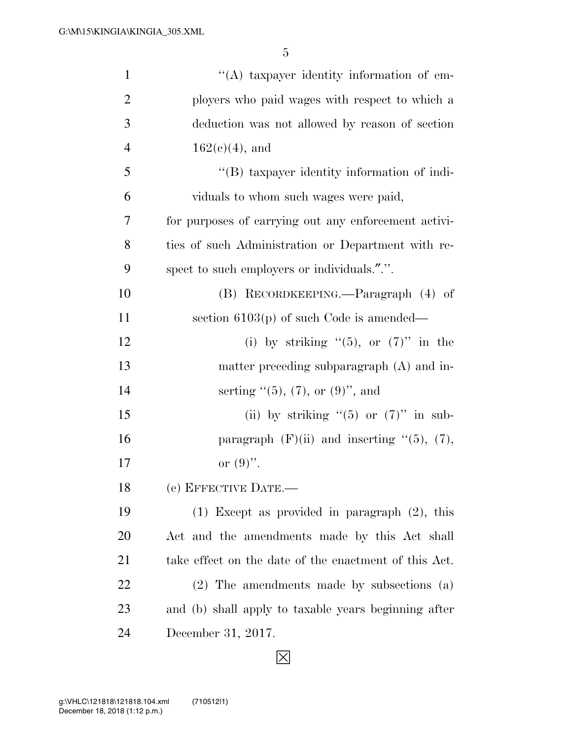"(A) taxpayer identity information of employers who paid wages with respect to which a deduction was not allowed by reason of section 162(c)(4), and

"(B) taxpayer identity information of individuals to whom such wages were paid,

for purposes of carrying out any enforcement activities of such Administration or Department with respect to such employers or individuals.".".

(B) RECORDKEEPING.—Paragraph (4) of section 6103(p) of such Code is amended—

(i) by striking "(5), or (7)" in the matter preceding subparagraph (A) and inserting "(5), (7), or (9)", and

(ii) by striking "(5) or (7)" in subparagraph (F)(ii) and inserting "(5), (7), or (9)".

(e) EFFECTIVE DATE.—

(1) Except as provided in paragraph (2), this Act and the amendments made by this Act shall take effect on the date of the enactment of this Act.

(2) The amendments made by subsections (a) and (b) shall apply to taxable years beginning after December 31, 2017.